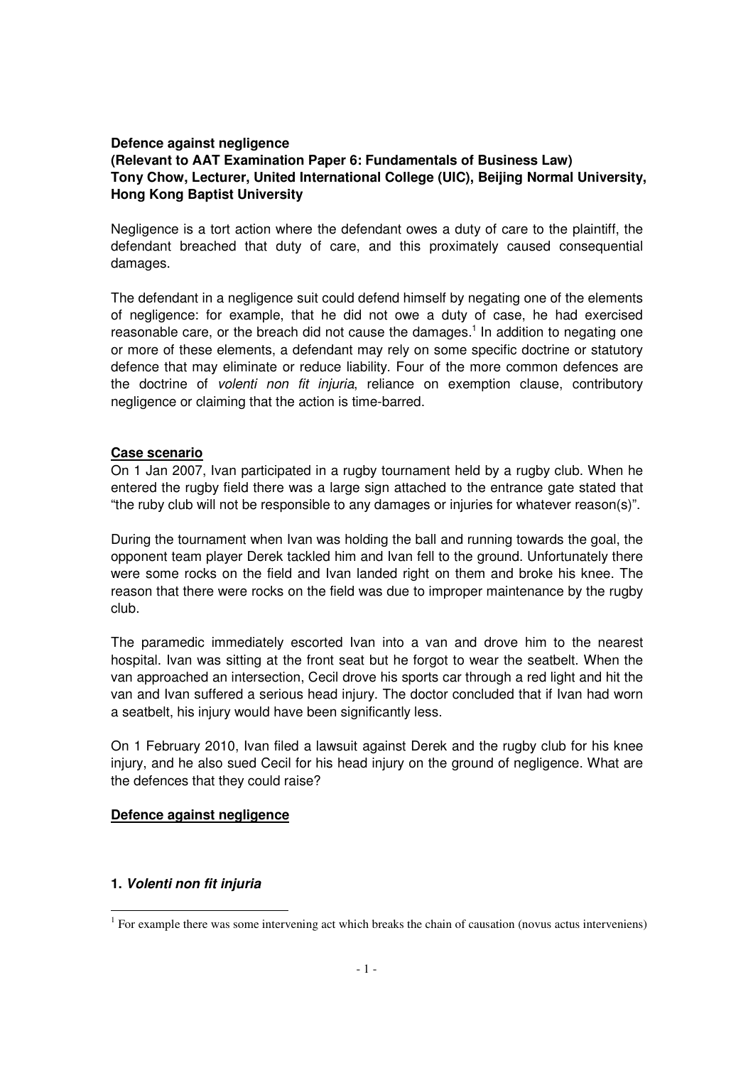**Defence against negligence**
**(Relevant to AAT Examination Paper 6: Fundamentals of Business Law)**
**Tony Chow, Lecturer, United International College (UIC), Beijing Normal University, Hong Kong Baptist University**

Negligence is a tort action where the defendant owes a duty of care to the plaintiff, the defendant breached that duty of care, and this proximately caused consequential damages.

The defendant in a negligence suit could defend himself by negating one of the elements of negligence: for example, that he did not owe a duty of case, he had exercised reasonable care, or the breach did not cause the damages.[1] In addition to negating one or more of these elements, a defendant may rely on some specific doctrine or statutory defence that may eliminate or reduce liability. Four of the more common defences are the doctrine of *volenti non fit injuria*, reliance on exemption clause, contributory negligence or claiming that the action is time-barred.

## Case scenario

On 1 Jan 2007, Ivan participated in a rugby tournament held by a rugby club. When he entered the rugby field there was a large sign attached to the entrance gate stated that "the ruby club will not be responsible to any damages or injuries for whatever reason(s)".

During the tournament when Ivan was holding the ball and running towards the goal, the opponent team player Derek tackled him and Ivan fell to the ground. Unfortunately there were some rocks on the field and Ivan landed right on them and broke his knee. The reason that there were rocks on the field was due to improper maintenance by the rugby club.

The paramedic immediately escorted Ivan into a van and drove him to the nearest hospital. Ivan was sitting at the front seat but he forgot to wear the seatbelt. When the van approached an intersection, Cecil drove his sports car through a red light and hit the van and Ivan suffered a serious head injury. The doctor concluded that if Ivan had worn a seatbelt, his injury would have been significantly less.

On 1 February 2010, Ivan filed a lawsuit against Derek and the rugby club for his knee injury, and he also sued Cecil for his head injury on the ground of negligence. What are the defences that they could raise?

## Defence against negligence

### 1. *Volenti non fit injuria*

[1] For example there was some intervening act which breaks the chain of causation (novus actus interveniens)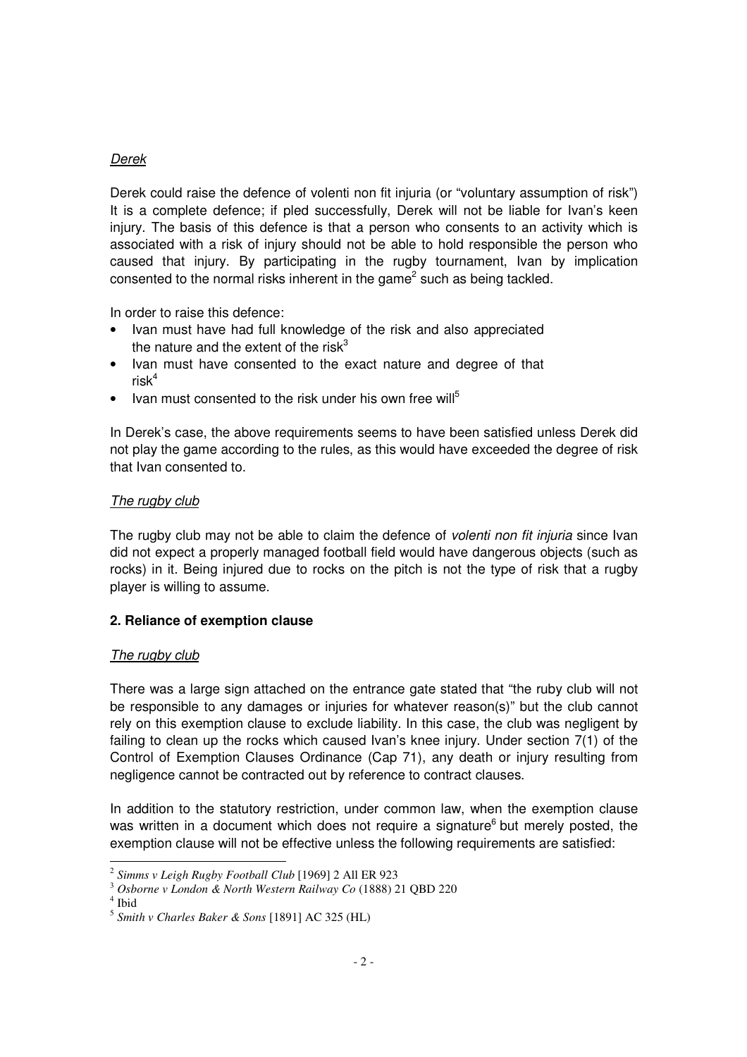*Derek*

Derek could raise the defence of volenti non fit injuria (or "voluntary assumption of risk") It is a complete defence; if pled successfully, Derek will not be liable for Ivan's keen injury. The basis of this defence is that a person who consents to an activity which is associated with a risk of injury should not be able to hold responsible the person who caused that injury. By participating in the rugby tournament, Ivan by implication consented to the normal risks inherent in the game[2] such as being tackled.

In order to raise this defence:

- Ivan must have had full knowledge of the risk and also appreciated the nature and the extent of the risk[3]
- Ivan must have consented to the exact nature and degree of that risk[4]
- Ivan must consented to the risk under his own free will[5]

In Derek's case, the above requirements seems to have been satisfied unless Derek did not play the game according to the rules, as this would have exceeded the degree of risk that Ivan consented to.

*The rugby club*

The rugby club may not be able to claim the defence of *volenti non fit injuria* since Ivan did not expect a properly managed football field would have dangerous objects (such as rocks) in it. Being injured due to rocks on the pitch is not the type of risk that a rugby player is willing to assume.

**2. Reliance of exemption clause**

*The rugby club*

There was a large sign attached on the entrance gate stated that "the ruby club will not be responsible to any damages or injuries for whatever reason(s)" but the club cannot rely on this exemption clause to exclude liability. In this case, the club was negligent by failing to clean up the rocks which caused Ivan's knee injury. Under section 7(1) of the Control of Exemption Clauses Ordinance (Cap 71), any death or injury resulting from negligence cannot be contracted out by reference to contract clauses.

In addition to the statutory restriction, under common law, when the exemption clause was written in a document which does not require a signature[6] but merely posted, the exemption clause will not be effective unless the following requirements are satisfied:

---

[2] *Simms v Leigh Rugby Football Club* [1969] 2 All ER 923

[3] *Osborne v London & North Western Railway Co* (1888) 21 QBD 220

[4] Ibid

[5] *Smith v Charles Baker & Sons* [1891] AC 325 (HL)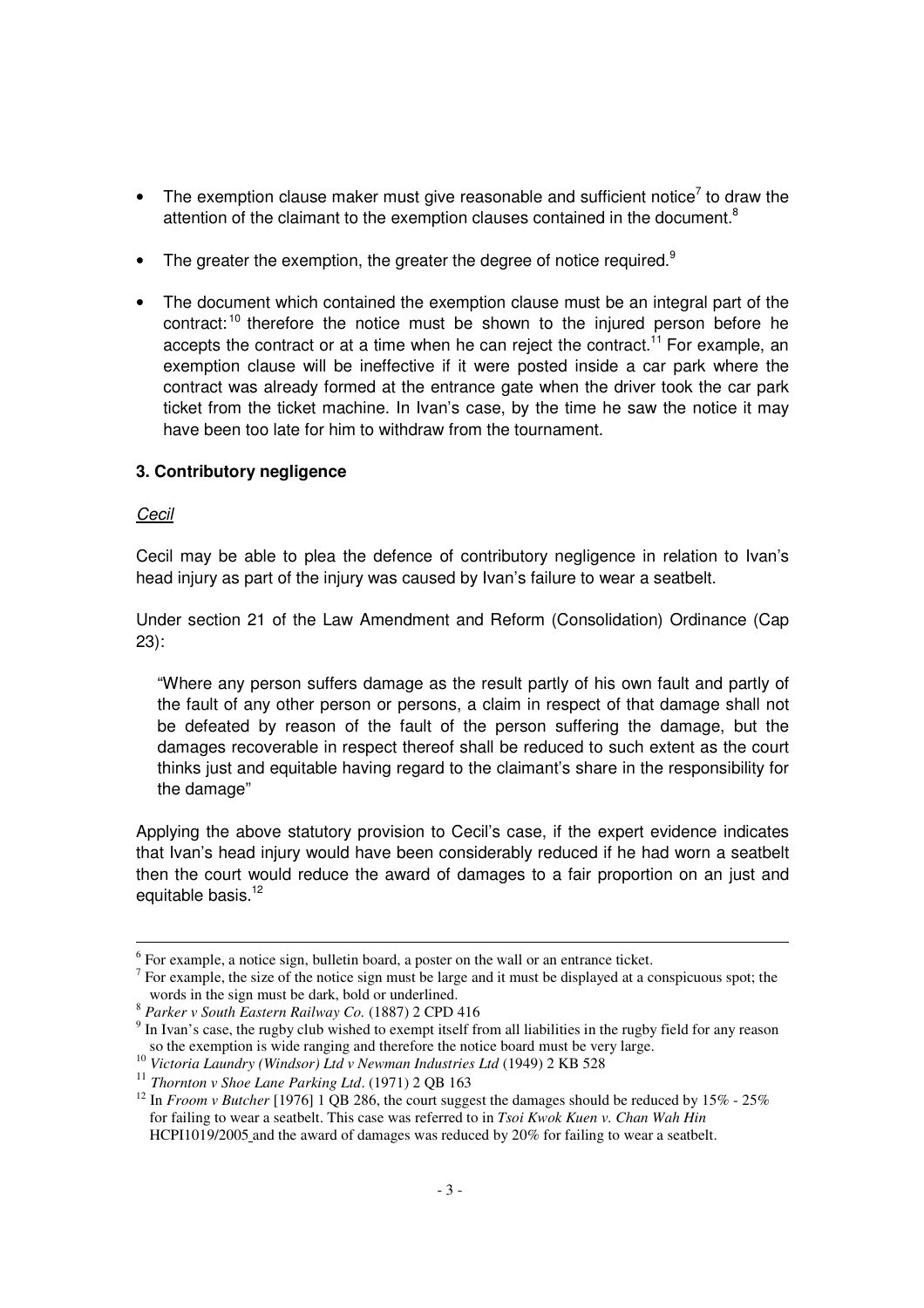- The exemption clause maker must give reasonable and sufficient notice[7] to draw the attention of the claimant to the exemption clauses contained in the document.[8]
- The greater the exemption, the greater the degree of notice required.[9]
- The document which contained the exemption clause must be an integral part of the contract:[10] therefore the notice must be shown to the injured person before he accepts the contract or at a time when he can reject the contract.[11] For example, an exemption clause will be ineffective if it were posted inside a car park where the contract was already formed at the entrance gate when the driver took the car park ticket from the ticket machine. In Ivan's case, by the time he saw the notice it may have been too late for him to withdraw from the tournament.

### 3. Contributory negligence

_Cecil_

Cecil may be able to plea the defence of contributory negligence in relation to Ivan's head injury as part of the injury was caused by Ivan's failure to wear a seatbelt.

Under section 21 of the Law Amendment and Reform (Consolidation) Ordinance (Cap 23):

> "Where any person suffers damage as the result partly of his own fault and partly of the fault of any other person or persons, a claim in respect of that damage shall not be defeated by reason of the fault of the person suffering the damage, but the damages recoverable in respect thereof shall be reduced to such extent as the court thinks just and equitable having regard to the claimant's share in the responsibility for the damage"

Applying the above statutory provision to Cecil's case, if the expert evidence indicates that Ivan's head injury would have been considerably reduced if he had worn a seatbelt then the court would reduce the award of damages to a fair proportion on an just and equitable basis.[12]

---

[6] For example, a notice sign, bulletin board, a poster on the wall or an entrance ticket.

[7] For example, the size of the notice sign must be large and it must be displayed at a conspicuous spot; the words in the sign must be dark, bold or underlined.

[8] *Parker v South Eastern Railway Co.* (1887) 2 CPD 416

[9] In Ivan's case, the rugby club wished to exempt itself from all liabilities in the rugby field for any reason so the exemption is wide ranging and therefore the notice board must be very large.

[10] *Victoria Laundry (Windsor) Ltd v Newman Industries Ltd* (1949) 2 KB 528

[11] *Thornton v Shoe Lane Parking Ltd*. (1971) 2 QB 163

[12] In *Froom v Butcher* [1976] 1 QB 286, the court suggest the damages should be reduced by 15% - 25% for failing to wear a seatbelt. This case was referred to in *Tsoi Kwok Kuen v. Chan Wah Hin* HCPI1019/2005 and the award of damages was reduced by 20% for failing to wear a seatbelt.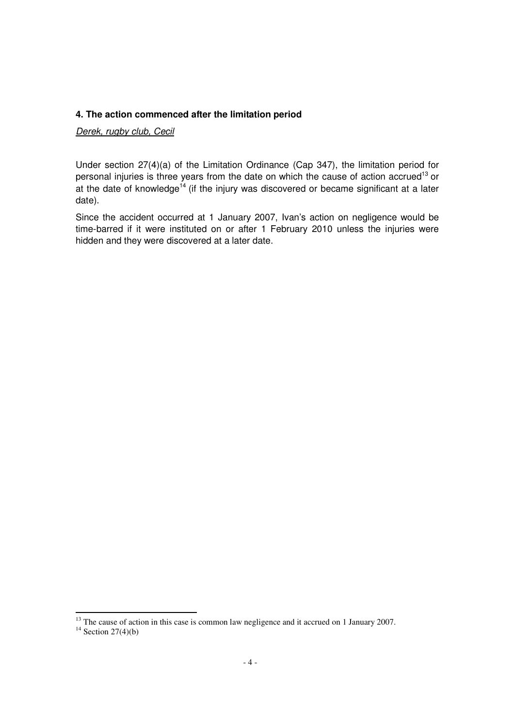**4. The action commenced after the limitation period**

*Derek, rugby club, Cecil*

Under section 27(4)(a) of the Limitation Ordinance (Cap 347), the limitation period for personal injuries is three years from the date on which the cause of action accrued[13] or at the date of knowledge[14] (if the injury was discovered or became significant at a later date).

Since the accident occurred at 1 January 2007, Ivan's action on negligence would be time-barred if it were instituted on or after 1 February 2010 unless the injuries were hidden and they were discovered at a later date.

[13] The cause of action in this case is common law negligence and it accrued on 1 January 2007.

[14] Section 27(4)(b)